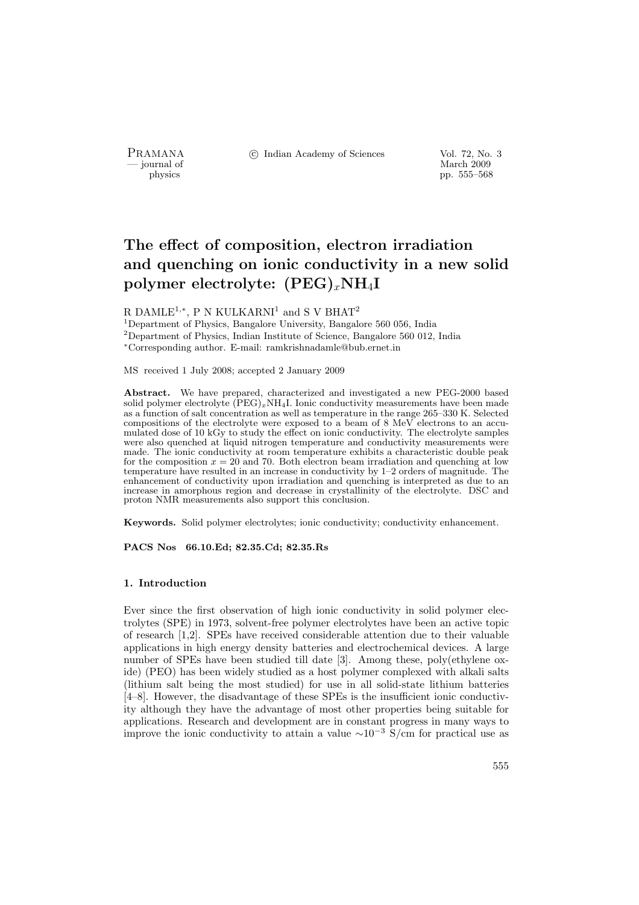# The effect of composition, electron irradiation and quenching on ionic conductivity in a new solid polymer electrolyte: $(PEG)_xNH_4I$

R DAMLE[1,*], P N KULKARNI[1] and S V BHAT[2]

[1]Department of Physics, Bangalore University, Bangalore 560 056, India

[2]Department of Physics, Indian Institute of Science, Bangalore 560 012, India

[*]Corresponding author. E-mail: ramkrishnadamle@bub.ernet.in

MS received 1 July 2008; accepted 2 January 2009

**Abstract.** We have prepared, characterized and investigated a new PEG-2000 based solid polymer electrolyte $(PEG)_xNH_4I$. Ionic conductivity measurements have been made as a function of salt concentration as well as temperature in the range 265–330 K. Selected compositions of the electrolyte were exposed to a beam of 8 MeV electrons to an accumulated dose of 10 kGy to study the effect on ionic conductivity. The electrolyte samples were also quenched at liquid nitrogen temperature and conductivity measurements were made. The ionic conductivity at room temperature exhibits a characteristic double peak for the composition $x = 20$ and 70. Both electron beam irradiation and quenching at low temperature have resulted in an increase in conductivity by 1–2 orders of magnitude. The enhancement of conductivity upon irradiation and quenching is interpreted as due to an increase in amorphous region and decrease in crystallinity of the electrolyte. DSC and proton NMR measurements also support this conclusion.

**Keywords.** Solid polymer electrolytes; ionic conductivity; conductivity enhancement.

**PACS Nos** 66.10.Ed; 82.35.Cd; 82.35.Rs

## 1. Introduction

Ever since the first observation of high ionic conductivity in solid polymer electrolytes (SPE) in 1973, solvent-free polymer electrolytes have been an active topic of research [1,2]. SPEs have received considerable attention due to their valuable applications in high energy density batteries and electrochemical devices. A large number of SPEs have been studied till date [3]. Among these, poly(ethylene oxide) (PEO) has been widely studied as a host polymer complexed with alkali salts (lithium salt being the most studied) for use in all solid-state lithium batteries [4–8]. However, the disadvantage of these SPEs is the insufficient ionic conductivity although they have the advantage of most other properties being suitable for applications. Research and development are in constant progress in many ways to improve the ionic conductivity to attain a value $\sim 10^{-3}$ S/cm for practical use as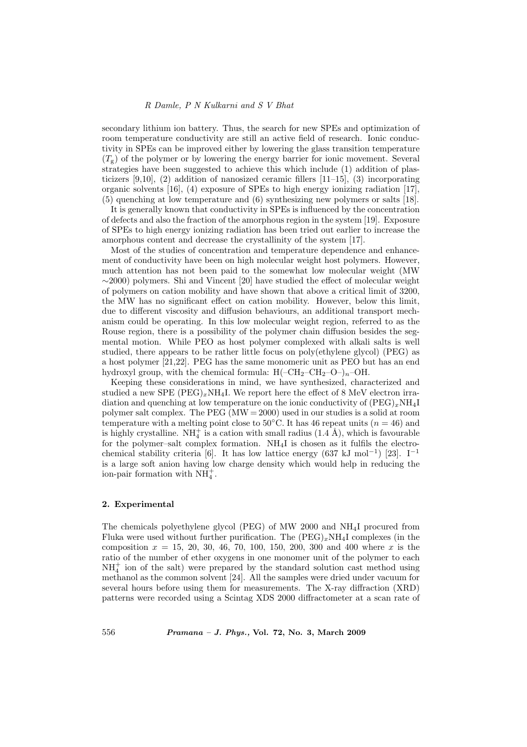secondary lithium ion battery. Thus, the search for new SPEs and optimization of room temperature conductivity are still an active field of research. Ionic conductivity in SPEs can be improved either by lowering the glass transition temperature ($T_g$) of the polymer or by lowering the energy barrier for ionic movement. Several strategies have been suggested to achieve this which include (1) addition of plasticizers [9,10], (2) addition of nanosized ceramic fillers [11–15], (3) incorporating organic solvents [16], (4) exposure of SPEs to high energy ionizing radiation [17], (5) quenching at low temperature and (6) synthesizing new polymers or salts [18].

It is generally known that conductivity in SPEs is influenced by the concentration of defects and also the fraction of the amorphous region in the system [19]. Exposure of SPEs to high energy ionizing radiation has been tried out earlier to increase the amorphous content and decrease the crystallinity of the system [17].

Most of the studies of concentration and temperature dependence and enhancement of conductivity have been on high molecular weight host polymers. However, much attention has not been paid to the somewhat low molecular weight (MW $\sim$2000) polymers. Shi and Vincent [20] have studied the effect of molecular weight of polymers on cation mobility and have shown that above a critical limit of 3200, the MW has no significant effect on cation mobility. However, below this limit, due to different viscosity and diffusion behaviours, an additional transport mechanism could be operating. In this low molecular weight region, referred to as the Rouse region, there is a possibility of the polymer chain diffusion besides the segmental motion. While PEO as host polymer complexed with alkali salts is well studied, there appears to be rather little focus on poly(ethylene glycol) (PEG) as a host polymer [21,22]. PEG has the same monomeric unit as PEO but has an end hydroxyl group, with the chemical formula: $H(–CH_2–CH_2–O–)_n–OH$.

Keeping these considerations in mind, we have synthesized, characterized and studied a new SPE $(PEG)_xNH_4I$. We report here the effect of 8 MeV electron irradiation and quenching at low temperature on the ionic conductivity of $(PEG)_xNH_4I$ polymer salt complex. The PEG (MW = 2000) used in our studies is a solid at room temperature with a melting point close to 50°C. It has 46 repeat units ($n = 46$) and is highly crystalline. $NH_4^+$ is a cation with small radius (1.4 Å), which is favourable for the polymer–salt complex formation. $NH_4I$ is chosen as it fulfils the electrochemical stability criteria [6]. It has low lattice energy (637 kJ mol$^{-1}$) [23]. $I^{-1}$ is a large soft anion having low charge density which would help in reducing the ion-pair formation with $NH_4^+$.

## 2. Experimental

The chemicals polyethylene glycol (PEG) of MW 2000 and $NH_4I$ procured from Fluka were used without further purification. The $(PEG)_xNH_4I$ complexes (in the composition $x$ = 15, 20, 30, 46, 70, 100, 150, 200, 300 and 400 where $x$ is the ratio of the number of ether oxygens in one monomer unit of the polymer to each $NH_4^+$ ion of the salt) were prepared by the standard solution cast method using methanol as the common solvent [24]. All the samples were dried under vacuum for several hours before using them for measurements. The X-ray diffraction (XRD) patterns were recorded using a Scintag XDS 2000 diffractometer at a scan rate of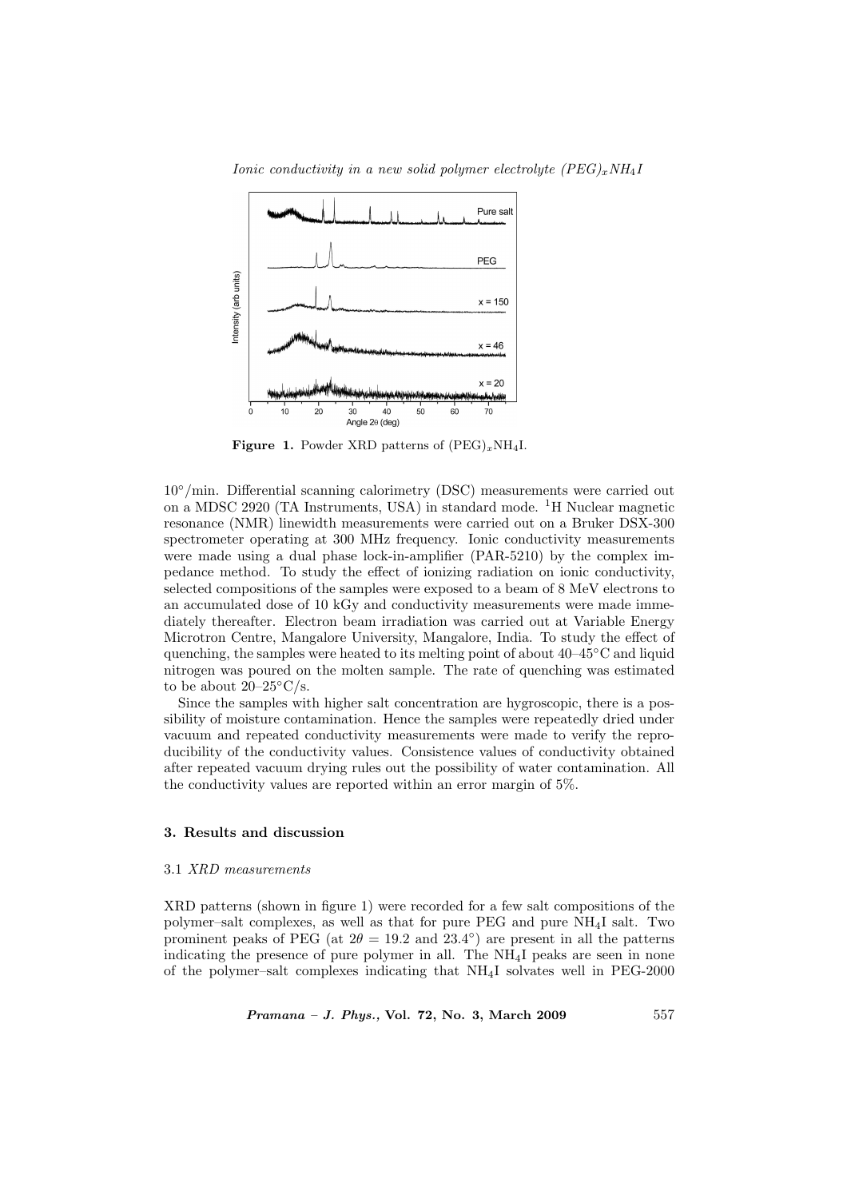Figure 1. Powder XRD patterns of $(PEG)_xNH_4I$.

10°/min. Differential scanning calorimetry (DSC) measurements were carried out on a MDSC 2920 (TA Instruments, USA) in standard mode. $^1H$ Nuclear magnetic resonance (NMR) linewidth measurements were carried out on a Bruker DSX-300 spectrometer operating at 300 MHz frequency. Ionic conductivity measurements were made using a dual phase lock-in-amplifier (PAR-5210) by the complex impedance method. To study the effect of ionizing radiation on ionic conductivity, selected compositions of the samples were exposed to a beam of 8 MeV electrons to an accumulated dose of 10 kGy and conductivity measurements were made immediately thereafter. Electron beam irradiation was carried out at Variable Energy Microtron Centre, Mangalore University, Mangalore, India. To study the effect of quenching, the samples were heated to its melting point of about 40–45°C and liquid nitrogen was poured on the molten sample. The rate of quenching was estimated to be about 20–25°C/s.

Since the samples with higher salt concentration are hygroscopic, there is a possibility of moisture contamination. Hence the samples were repeatedly dried under vacuum and repeated conductivity measurements were made to verify the reproducibility of the conductivity values. Consistence values of conductivity obtained after repeated vacuum drying rules out the possibility of water contamination. All the conductivity values are reported within an error margin of 5%.

## 3. Results and discussion

### 3.1 *XRD measurements*

XRD patterns (shown in figure 1) were recorded for a few salt compositions of the polymer–salt complexes, as well as that for pure PEG and pure $NH_4I$ salt. Two prominent peaks of PEG (at $2\theta = 19.2$ and $23.4°$) are present in all the patterns indicating the presence of pure polymer in all. The $NH_4I$ peaks are seen in none of the polymer–salt complexes indicating that $NH_4I$ solvates well in PEG-2000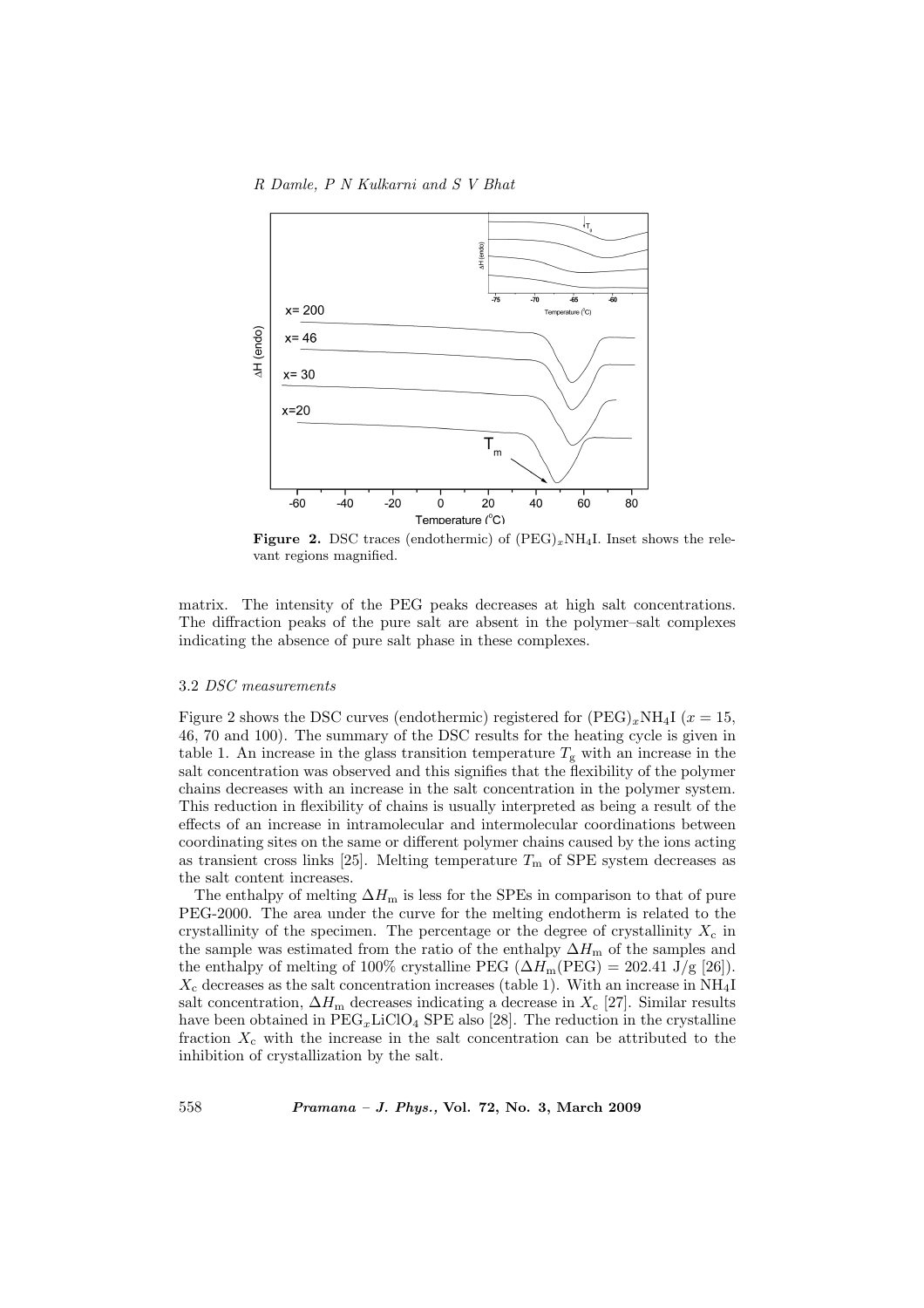**Figure 2.** DSC traces (endothermic) of $(PEG)_xNH_4I$. Inset shows the relevant regions magnified.

matrix. The intensity of the PEG peaks decreases at high salt concentrations. The diffraction peaks of the pure salt are absent in the polymer–salt complexes indicating the absence of pure salt phase in these complexes.

### 3.2 *DSC measurements*

Figure 2 shows the DSC curves (endothermic) registered for $(PEG)_xNH_4I$ ($x = 15$, 46, 70 and 100). The summary of the DSC results for the heating cycle is given in table 1. An increase in the glass transition temperature $T_g$ with an increase in the salt concentration was observed and this signifies that the flexibility of the polymer chains decreases with an increase in the salt concentration in the polymer system. This reduction in flexibility of chains is usually interpreted as being a result of the effects of an increase in intramolecular and intermolecular coordinations between coordinating sites on the same or different polymer chains caused by the ions acting as transient cross links [25]. Melting temperature $T_m$ of SPE system decreases as the salt content increases.

The enthalpy of melting $\Delta H_m$ is less for the SPEs in comparison to that of pure PEG-2000. The area under the curve for the melting endotherm is related to the crystallinity of the specimen. The percentage or the degree of crystallinity $X_c$ in the sample was estimated from the ratio of the enthalpy $\Delta H_m$ of the samples and the enthalpy of melting of 100% crystalline PEG ($\Delta H_m(PEG) = 202.41$ J/g [26]). $X_c$ decreases as the salt concentration increases (table 1). With an increase in $NH_4I$ salt concentration, $\Delta H_m$ decreases indicating a decrease in $X_c$ [27]. Similar results have been obtained in $PEG_xLiClO_4$ SPE also [28]. The reduction in the crystalline fraction $X_c$ with the increase in the salt concentration can be attributed to the inhibition of crystallization by the salt.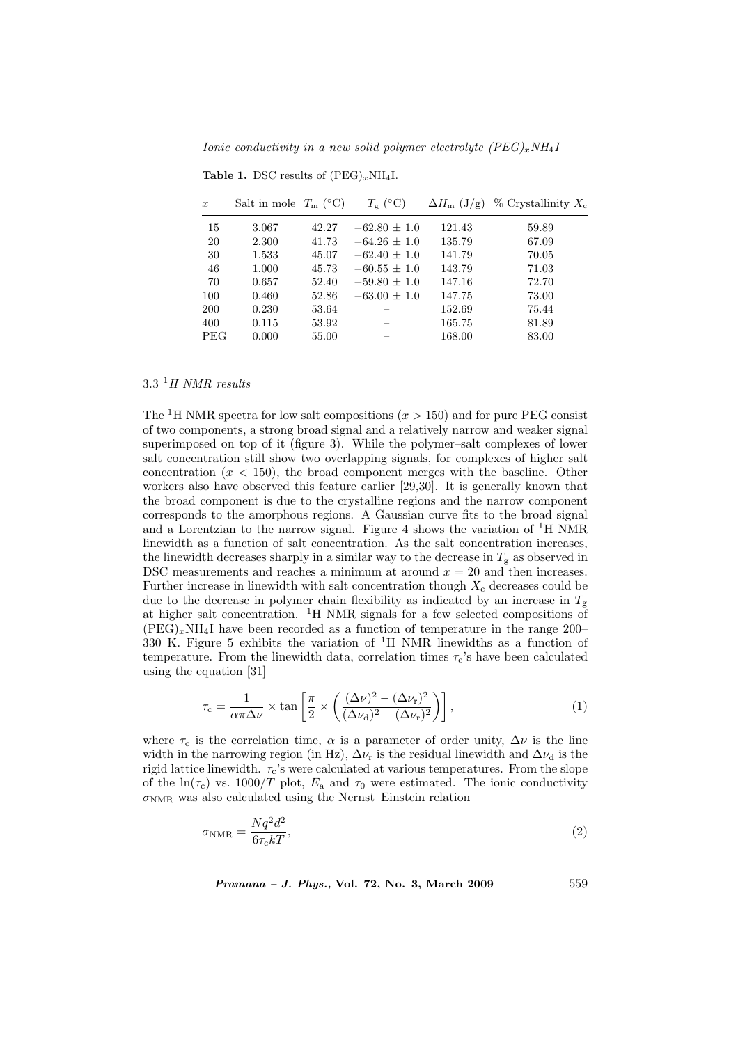**Table 1.** DSC results of $(PEG)_xNH_4I$.

| $x$ | Salt in mole | $T_m$ (°C) | $T_g$ (°C) | $\Delta H_m$ (J/g) | % Crystallinity $X_c$ |
|---|---|---|---|---|---|
| 15 | 3.067 | 42.27 | $-62.80 \pm 1.0$ | 121.43 | 59.89 |
| 20 | 2.300 | 41.73 | $-64.26 \pm 1.0$ | 135.79 | 67.09 |
| 30 | 1.533 | 45.07 | $-62.40 \pm 1.0$ | 141.79 | 70.05 |
| 46 | 1.000 | 45.73 | $-60.55 \pm 1.0$ | 143.79 | 71.03 |
| 70 | 0.657 | 52.40 | $-59.80 \pm 1.0$ | 147.16 | 72.70 |
| 100 | 0.460 | 52.86 | $-63.00 \pm 1.0$ | 147.75 | 73.00 |
| 200 | 0.230 | 53.64 | – | 152.69 | 75.44 |
| 400 | 0.115 | 53.92 | – | 165.75 | 81.89 |
| PEG | 0.000 | 55.00 | – | 168.00 | 83.00 |

### 3.3 $^1$H NMR results

The $^1$H NMR spectra for low salt compositions ($x > 150$) and for pure PEG consist of two components, a strong broad signal and a relatively narrow and weaker signal superimposed on top of it (figure 3). While the polymer–salt complexes of lower salt concentration still show two overlapping signals, for complexes of higher salt concentration ($x < 150$), the broad component merges with the baseline. Other workers also have observed this feature earlier [29,30]. It is generally known that the broad component is due to the crystalline regions and the narrow component corresponds to the amorphous regions. A Gaussian curve fits to the broad signal and a Lorentzian to the narrow signal. Figure 4 shows the variation of $^1$H NMR linewidth as a function of salt concentration. As the salt concentration increases, the linewidth decreases sharply in a similar way to the decrease in $T_g$ as observed in DSC measurements and reaches a minimum at around $x = 20$ and then increases. Further increase in linewidth with salt concentration though $X_c$ decreases could be due to the decrease in polymer chain flexibility as indicated by an increase in $T_g$ at higher salt concentration. $^1$H NMR signals for a few selected compositions of $(PEG)_xNH_4I$ have been recorded as a function of temperature in the range 200–330 K. Figure 5 exhibits the variation of $^1$H NMR linewidths as a function of temperature. From the linewidth data, correlation times $\tau_c$'s have been calculated using the equation [31]

$$\tau_c = \frac{1}{\alpha\pi\Delta\nu} \times \tan\left[\frac{\pi}{2} \times \left(\frac{(\Delta\nu)^2 - (\Delta\nu_r)^2}{(\Delta\nu_d)^2 - (\Delta\nu_r)^2}\right)\right], \tag{1}$$

where $\tau_c$ is the correlation time, $\alpha$ is a parameter of order unity, $\Delta\nu$ is the line width in the narrowing region (in Hz), $\Delta\nu_r$ is the residual linewidth and $\Delta\nu_d$ is the rigid lattice linewidth. $\tau_c$'s were calculated at various temperatures. From the slope of the $\ln(\tau_c)$ vs. $1000/T$ plot, $E_a$ and $\tau_0$ were estimated. The ionic conductivity $\sigma_{NMR}$ was also calculated using the Nernst–Einstein relation

$$\sigma_{NMR} = \frac{Nq^2d^2}{6\tau_c kT}, \tag{2}$$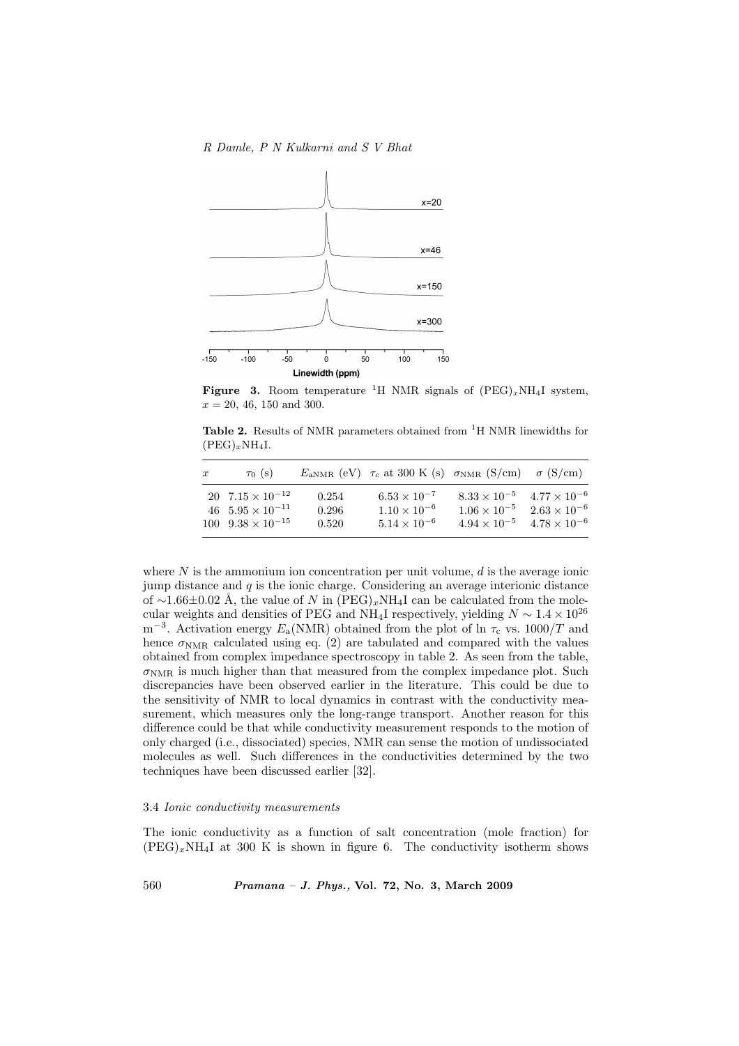**Figure 3.** Room temperature $^1$H NMR signals of $(PEG)_xNH_4I$ system, $x = 20$, 46, 150 and 300.

**Table 2.** Results of NMR parameters obtained from $^1$H NMR linewidths for $(PEG)_xNH_4I$.

| $x$ | $\tau_0$ (s) | $E_{aNMR}$ (eV) | $\tau_c$ at 300 K (s) | $\sigma_{NMR}$ (S/cm) | $\sigma$ (S/cm) |
|---|---|---|---|---|---|
| 20 | $7.15 \times 10^{-12}$ | 0.254 | $6.53 \times 10^{-7}$ | $8.33 \times 10^{-5}$ | $4.77 \times 10^{-6}$ |
| 46 | $5.95 \times 10^{-11}$ | 0.296 | $1.10 \times 10^{-6}$ | $1.06 \times 10^{-5}$ | $2.63 \times 10^{-6}$ |
| 100 | $9.38 \times 10^{-15}$ | 0.520 | $5.14 \times 10^{-6}$ | $4.94 \times 10^{-5}$ | $4.78 \times 10^{-6}$ |

where $N$ is the ammonium ion concentration per unit volume, $d$ is the average ionic jump distance and $q$ is the ionic charge. Considering an average interionic distance of $\sim$1.66$\pm$0.02 Å, the value of $N$ in $(PEG)_xNH_4I$ can be calculated from the molecular weights and densities of PEG and $NH_4I$ respectively, yielding $N \sim 1.4 \times 10^{26}$ m$^{-3}$. Activation energy $E_a$(NMR) obtained from the plot of ln $\tau_c$ vs. $1000/T$ and hence $\sigma_{NMR}$ calculated using eq. (2) are tabulated and compared with the values obtained from complex impedance spectroscopy in table 2. As seen from the table, $\sigma_{NMR}$ is much higher than that measured from the complex impedance plot. Such discrepancies have been observed earlier in the literature. This could be due to the sensitivity of NMR to local dynamics in contrast with the conductivity measurement, which measures only the long-range transport. Another reason for this difference could be that while conductivity measurement responds to the motion of only charged (i.e., dissociated) species, NMR can sense the motion of undissociated molecules as well. Such differences in the conductivities determined by the two techniques have been discussed earlier [32].

### 3.4 *Ionic conductivity measurements*

The ionic conductivity as a function of salt concentration (mole fraction) for $(PEG)_xNH_4I$ at 300 K is shown in figure 6. The conductivity isotherm shows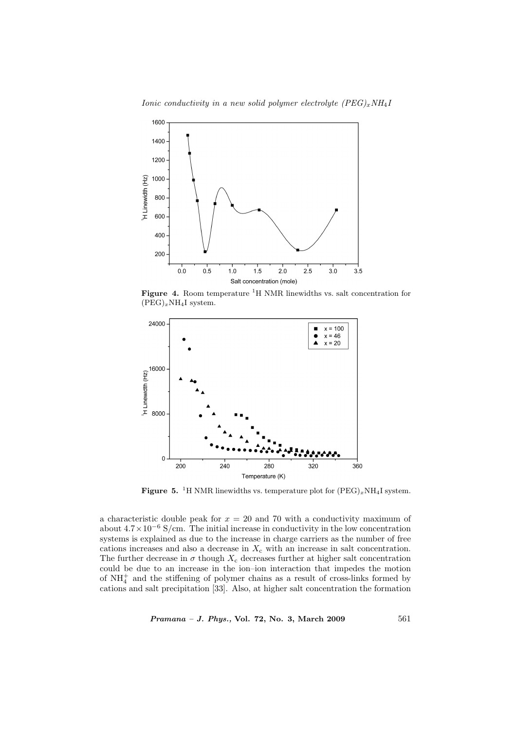**Figure 4.** Room temperature $^{1}$H NMR linewidths vs. salt concentration for $(PEG)_xNH_4I$ system.

**Figure 5.** $^{1}$H NMR linewidths vs. temperature plot for $(PEG)_xNH_4I$ system.

a characteristic double peak for $x = 20$ and 70 with a conductivity maximum of about $4.7 \times 10^{-6}$ S/cm. The initial increase in conductivity in the low concentration systems is explained as due to the increase in charge carriers as the number of free cations increases and also a decrease in $X_c$ with an increase in salt concentration. The further decrease in $\sigma$ though $X_c$ decreases further at higher salt concentration could be due to an increase in the ion–ion interaction that impedes the motion of $NH_4^+$ and the stiffening of polymer chains as a result of cross-links formed by cations and salt precipitation [33]. Also, at higher salt concentration the formation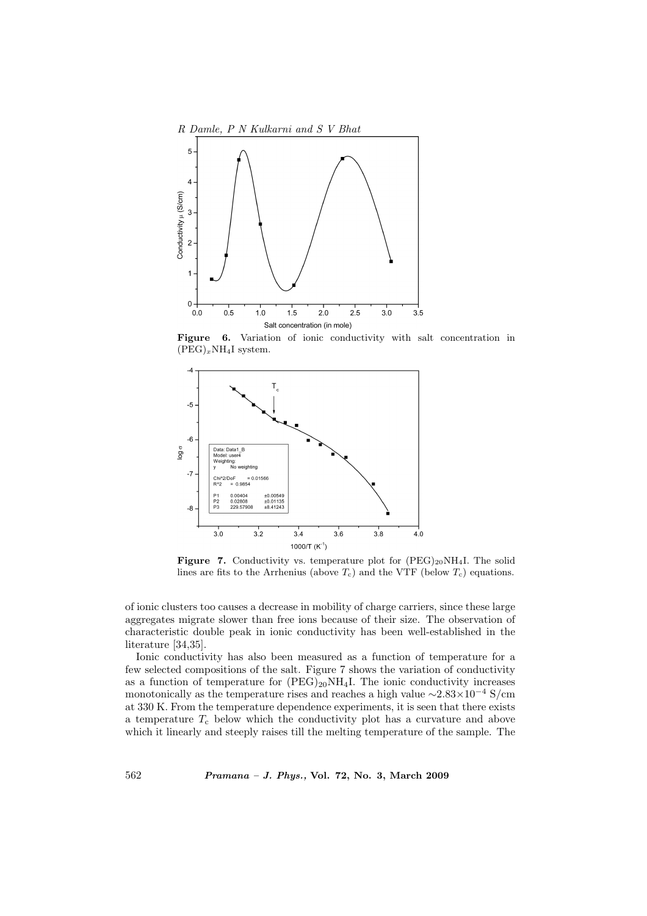**Figure 6.** Variation of ionic conductivity with salt concentration in $(PEG)_xNH_4I$ system.

**Figure 7.** Conductivity vs. temperature plot for $(PEG)_{20}NH_4I$. The solid lines are fits to the Arrhenius (above $T_c$) and the VTF (below $T_c$) equations.

of ionic clusters too causes a decrease in mobility of charge carriers, since these large aggregates migrate slower than free ions because of their size. The observation of characteristic double peak in ionic conductivity has been well-established in the literature [34,35].

Ionic conductivity has also been measured as a function of temperature for a few selected compositions of the salt. Figure 7 shows the variation of conductivity as a function of temperature for $(PEG)_{20}NH_4I$. The ionic conductivity increases monotonically as the temperature rises and reaches a high value $\sim 2.83 \times 10^{-4}$ S/cm at 330 K. From the temperature dependence experiments, it is seen that there exists a temperature $T_c$ below which the conductivity plot has a curvature and above which it linearly and steeply raises till the melting temperature of the sample. The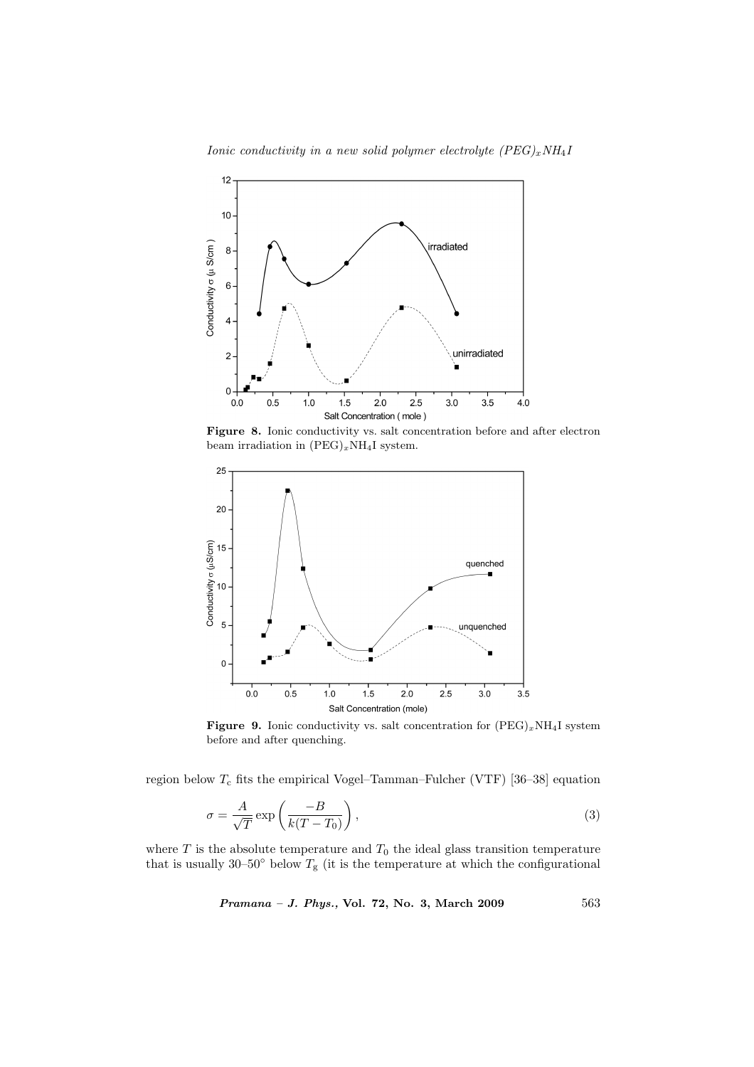**Figure 8.** Ionic conductivity vs. salt concentration before and after electron beam irradiation in $(PEG)_xNH_4I$ system.

**Figure 9.** Ionic conductivity vs. salt concentration for $(PEG)_xNH_4I$ system before and after quenching.

region below $T_c$ fits the empirical Vogel–Tamman–Fulcher (VTF) [36–38] equation

$$\sigma = \frac{A}{\sqrt{T}} \exp\left(\frac{-B}{k(T - T_0)}\right), \tag{3}$$

where $T$ is the absolute temperature and $T_0$ the ideal glass transition temperature that is usually 30–50° below $T_g$ (it is the temperature at which the configurational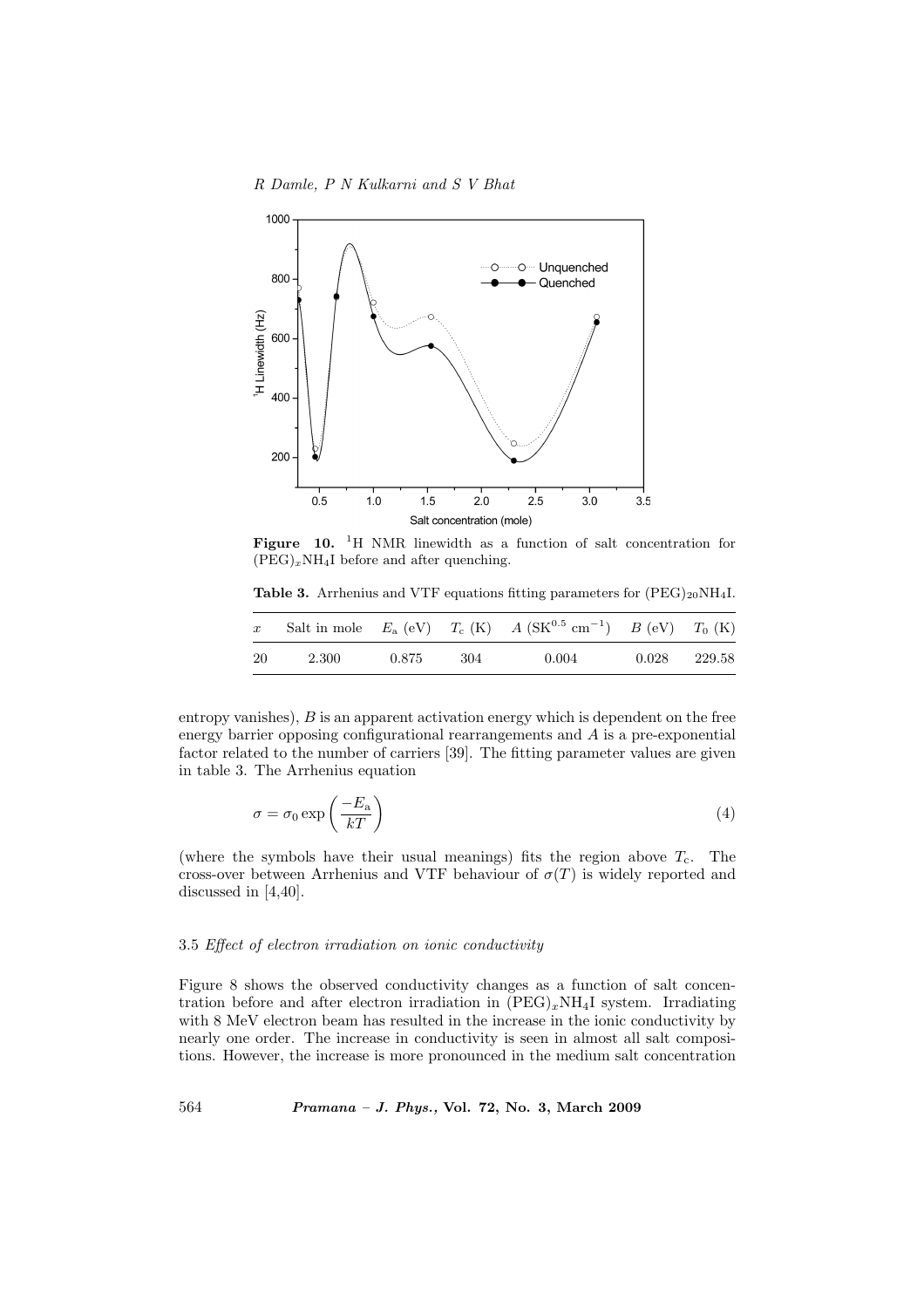**Figure 10.** $^1$H NMR linewidth as a function of salt concentration for $(PEG)_xNH_4I$ before and after quenching.

**Table 3.** Arrhenius and VTF equations fitting parameters for $(PEG)_{20}NH_4I$.

| $x$ | Salt in mole | $E_a$ (eV) | $T_c$ (K) | $A$ ($SK^{0.5}$ $cm^{-1}$) | $B$ (eV) | $T_0$ (K) |
|---|---|---|---|---|---|---|
| 20 | 2.300 | 0.875 | 304 | 0.004 | 0.028 | 229.58 |

entropy vanishes), $B$ is an apparent activation energy which is dependent on the free energy barrier opposing configurational rearrangements and $A$ is a pre-exponential factor related to the number of carriers [39]. The fitting parameter values are given in table 3. The Arrhenius equation

$$\sigma = \sigma_0 \exp\left(\frac{-E_a}{kT}\right) \tag{4}$$

(where the symbols have their usual meanings) fits the region above $T_c$. The cross-over between Arrhenius and VTF behaviour of $\sigma(T)$ is widely reported and discussed in [4,40].

### 3.5 *Effect of electron irradiation on ionic conductivity*

Figure 8 shows the observed conductivity changes as a function of salt concentration before and after electron irradiation in $(PEG)_xNH_4I$ system. Irradiating with 8 MeV electron beam has resulted in the increase in the ionic conductivity by nearly one order. The increase in conductivity is seen in almost all salt compositions. However, the increase is more pronounced in the medium salt concentration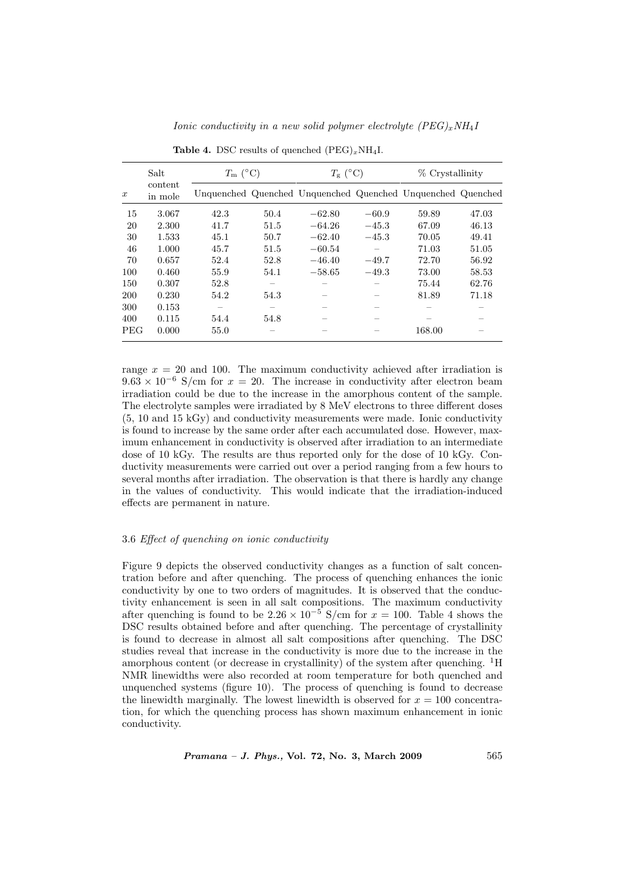**Table 4.** DSC results of quenched $(PEG)_xNH_4I$.

| $x$ | Salt content in mole | $T_m$ (°C) | | $T_g$ (°C) | | % Crystallinity | |
|---|---|---|---|---|---|---|---|
| | | Unquenched | Quenched | Unquenched | Quenched | Unquenched | Quenched |
| 15 | 3.067 | 42.3 | 50.4 | −62.80 | −60.9 | 59.89 | 47.03 |
| 20 | 2.300 | 41.7 | 51.5 | −64.26 | −45.3 | 67.09 | 46.13 |
| 30 | 1.533 | 45.1 | 50.7 | −62.40 | −45.3 | 70.05 | 49.41 |
| 46 | 1.000 | 45.7 | 51.5 | −60.54 | – | 71.03 | 51.05 |
| 70 | 0.657 | 52.4 | 52.8 | −46.40 | −49.7 | 72.70 | 56.92 |
| 100 | 0.460 | 55.9 | 54.1 | −58.65 | −49.3 | 73.00 | 58.53 |
| 150 | 0.307 | 52.8 | – | – | – | 75.44 | 62.76 |
| 200 | 0.230 | 54.2 | 54.3 | – | – | 81.89 | 71.18 |
| 300 | 0.153 | – | – | – | – | – | – |
| 400 | 0.115 | 54.4 | 54.8 | – | – | – | – |
| PEG | 0.000 | 55.0 | – | – | – | 168.00 | – |

range $x = 20$ and 100. The maximum conductivity achieved after irradiation is $9.63 \times 10^{-6}$ S/cm for $x = 20$. The increase in conductivity after electron beam irradiation could be due to the increase in the amorphous content of the sample. The electrolyte samples were irradiated by 8 MeV electrons to three different doses (5, 10 and 15 kGy) and conductivity measurements were made. Ionic conductivity is found to increase by the same order after each accumulated dose. However, maximum enhancement in conductivity is observed after irradiation to an intermediate dose of 10 kGy. The results are thus reported only for the dose of 10 kGy. Conductivity measurements were carried out over a period ranging from a few hours to several months after irradiation. The observation is that there is hardly any change in the values of conductivity. This would indicate that the irradiation-induced effects are permanent in nature.

### 3.6 *Effect of quenching on ionic conductivity*

Figure 9 depicts the observed conductivity changes as a function of salt concentration before and after quenching. The process of quenching enhances the ionic conductivity by one to two orders of magnitudes. It is observed that the conductivity enhancement is seen in all salt compositions. The maximum conductivity after quenching is found to be $2.26 \times 10^{-5}$ S/cm for $x = 100$. Table 4 shows the DSC results obtained before and after quenching. The percentage of crystallinity is found to decrease in almost all salt compositions after quenching. The DSC studies reveal that increase in the conductivity is more due to the increase in the amorphous content (or decrease in crystallinity) of the system after quenching. $^{1}$H NMR linewidths were also recorded at room temperature for both quenched and unquenched systems (figure 10). The process of quenching is found to decrease the linewidth marginally. The lowest linewidth is observed for $x = 100$ concentration, for which the quenching process has shown maximum enhancement in ionic conductivity.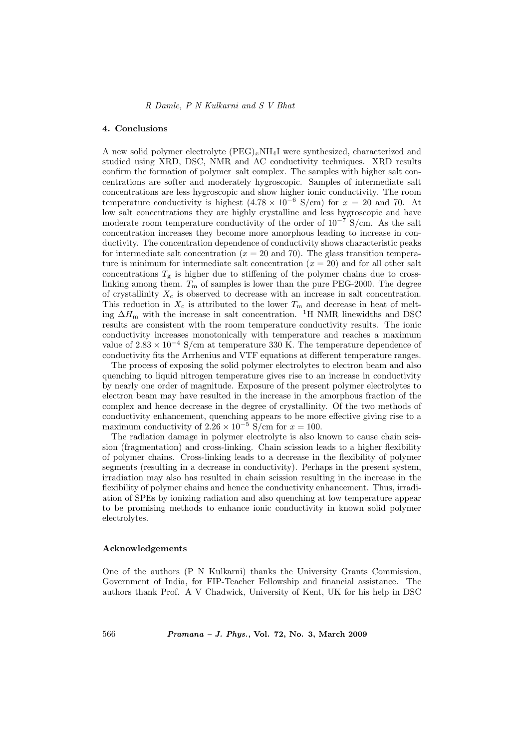## 4. Conclusions

A new solid polymer electrolyte $(PEG)_xNH_4I$ were synthesized, characterized and studied using XRD, DSC, NMR and AC conductivity techniques. XRD results confirm the formation of polymer–salt complex. The samples with higher salt concentrations are softer and moderately hygroscopic. Samples of intermediate salt concentrations are less hygroscopic and show higher ionic conductivity. The room temperature conductivity is highest ($4.78 \times 10^{-6}$ S/cm) for $x = 20$ and 70. At low salt concentrations they are highly crystalline and less hygroscopic and have moderate room temperature conductivity of the order of $10^{-7}$ S/cm. As the salt concentration increases they become more amorphous leading to increase in conductivity. The concentration dependence of conductivity shows characteristic peaks for intermediate salt concentration ($x = 20$ and 70). The glass transition temperature is minimum for intermediate salt concentration ($x = 20$) and for all other salt concentrations $T_g$ is higher due to stiffening of the polymer chains due to cross-linking among them. $T_m$ of samples is lower than the pure PEG-2000. The degree of crystallinity $X_c$ is observed to decrease with an increase in salt concentration. This reduction in $X_c$ is attributed to the lower $T_m$ and decrease in heat of melting $\Delta H_m$ with the increase in salt concentration. $^1$H NMR linewidths and DSC results are consistent with the room temperature conductivity results. The ionic conductivity increases monotonically with temperature and reaches a maximum value of $2.83 \times 10^{-4}$ S/cm at temperature 330 K. The temperature dependence of conductivity fits the Arrhenius and VTF equations at different temperature ranges.

The process of exposing the solid polymer electrolytes to electron beam and also quenching to liquid nitrogen temperature gives rise to an increase in conductivity by nearly one order of magnitude. Exposure of the present polymer electrolytes to electron beam may have resulted in the increase in the amorphous fraction of the complex and hence decrease in the degree of crystallinity. Of the two methods of conductivity enhancement, quenching appears to be more effective giving rise to a maximum conductivity of $2.26 \times 10^{-5}$ S/cm for $x = 100$.

The radiation damage in polymer electrolyte is also known to cause chain scission (fragmentation) and cross-linking. Chain scission leads to a higher flexibility of polymer chains. Cross-linking leads to a decrease in the flexibility of polymer segments (resulting in a decrease in conductivity). Perhaps in the present system, irradiation may also has resulted in chain scission resulting in the increase in the flexibility of polymer chains and hence the conductivity enhancement. Thus, irradiation of SPEs by ionizing radiation and also quenching at low temperature appear to be promising methods to enhance ionic conductivity in known solid polymer electrolytes.

## Acknowledgements

One of the authors (P N Kulkarni) thanks the University Grants Commission, Government of India, for FIP-Teacher Fellowship and financial assistance. The authors thank Prof. A V Chadwick, University of Kent, UK for his help in DSC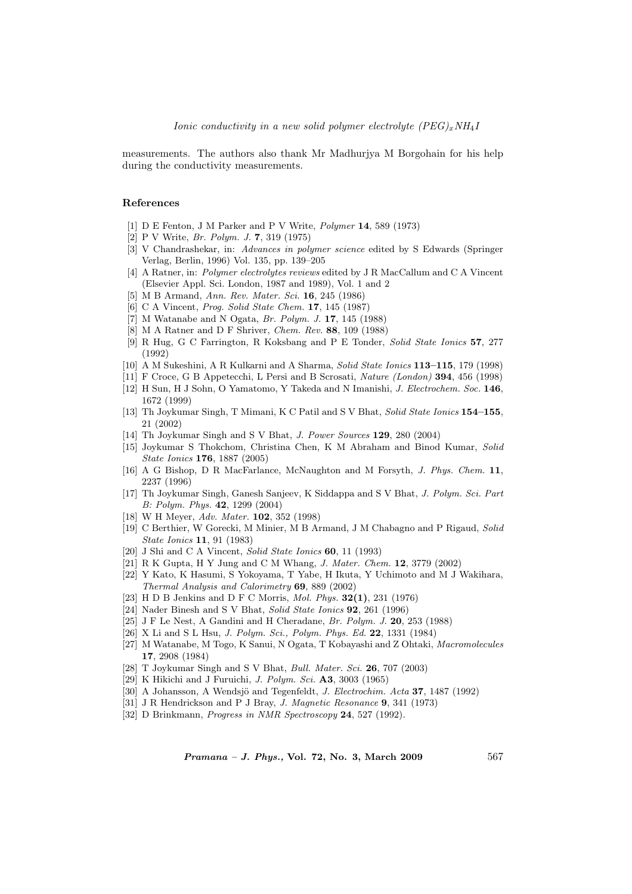measurements. The authors also thank Mr Madhurjya M Borgohain for his help during the conductivity measurements.

## References

[1] D E Fenton, J M Parker and P V Write, *Polymer* **14**, 589 (1973)

[2] P V Write, *Br. Polym. J.* **7**, 319 (1975)

[3] V Chandrashekar, in: *Advances in polymer science* edited by S Edwards (Springer Verlag, Berlin, 1996) Vol. 135, pp. 139–205

[4] A Ratner, in: *Polymer electrolytes reviews* edited by J R MacCallum and C A Vincent (Elsevier Appl. Sci. London, 1987 and 1989), Vol. 1 and 2

[5] M B Armand, *Ann. Rev. Mater. Sci.* **16**, 245 (1986)

[6] C A Vincent, *Prog. Solid State Chem.* **17**, 145 (1987)

[7] M Watanabe and N Ogata, *Br. Polym. J.* **17**, 145 (1988)

[8] M A Ratner and D F Shriver, *Chem. Rev.* **88**, 109 (1988)

[9] R Hug, G C Farrington, R Koksbang and P E Tonder, *Solid State Ionics* **57**, 277 (1992)

[10] A M Sukeshini, A R Kulkarni and A Sharma, *Solid State Ionics* **113–115**, 179 (1998)

[11] F Croce, G B Appetecchi, L Persi and B Scrosati, *Nature (London)* **394**, 456 (1998)

[12] H Sun, H J Sohn, O Yamatomo, Y Takeda and N Imanishi, *J. Electrochem. Soc.* **146**, 1672 (1999)

[13] Th Joykumar Singh, T Mimani, K C Patil and S V Bhat, *Solid State Ionics* **154–155**, 21 (2002)

[14] Th Joykumar Singh and S V Bhat, *J. Power Sources* **129**, 280 (2004)

[15] Joykumar S Thokchom, Christina Chen, K M Abraham and Binod Kumar, *Solid State Ionics* **176**, 1887 (2005)

[16] A G Bishop, D R MacFarlance, McNaughton and M Forsyth, *J. Phys. Chem.* **11**, 2237 (1996)

[17] Th Joykumar Singh, Ganesh Sanjeev, K Siddappa and S V Bhat, *J. Polym. Sci. Part B: Polym. Phys.* **42**, 1299 (2004)

[18] W H Meyer, *Adv. Mater.* **102**, 352 (1998)

[19] C Berthier, W Gorecki, M Minier, M B Armand, J M Chabagno and P Rigaud, *Solid State Ionics* **11**, 91 (1983)

[20] J Shi and C A Vincent, *Solid State Ionics* **60**, 11 (1993)

[21] R K Gupta, H Y Jung and C M Whang, *J. Mater. Chem.* **12**, 3779 (2002)

[22] Y Kato, K Hasumi, S Yokoyama, T Yabe, H Ikuta, Y Uchimoto and M J Wakihara, *Thermal Analysis and Calorimetry* **69**, 889 (2002)

[23] H D B Jenkins and D F C Morris, *Mol. Phys.* **32(1)**, 231 (1976)

[24] Nader Binesh and S V Bhat, *Solid State Ionics* **92**, 261 (1996)

[25] J F Le Nest, A Gandini and H Cheradane, *Br. Polym. J.* **20**, 253 (1988)

[26] X Li and S L Hsu, *J. Polym. Sci., Polym. Phys. Ed.* **22**, 1331 (1984)

[27] M Watanabe, M Togo, K Sanui, N Ogata, T Kobayashi and Z Ohtaki, *Macromolecules* **17**, 2908 (1984)

[28] T Joykumar Singh and S V Bhat, *Bull. Mater. Sci.* **26**, 707 (2003)

[29] K Hikichi and J Furuichi, *J. Polym. Sci.* **A3**, 3003 (1965)

[30] A Johansson, A Wendsjö and Tegenfeldt, *J. Electrochim. Acta* **37**, 1487 (1992)

[31] J R Hendrickson and P J Bray, *J. Magnetic Resonance* **9**, 341 (1973)

[32] D Brinkmann, *Progress in NMR Spectroscopy* **24**, 527 (1992).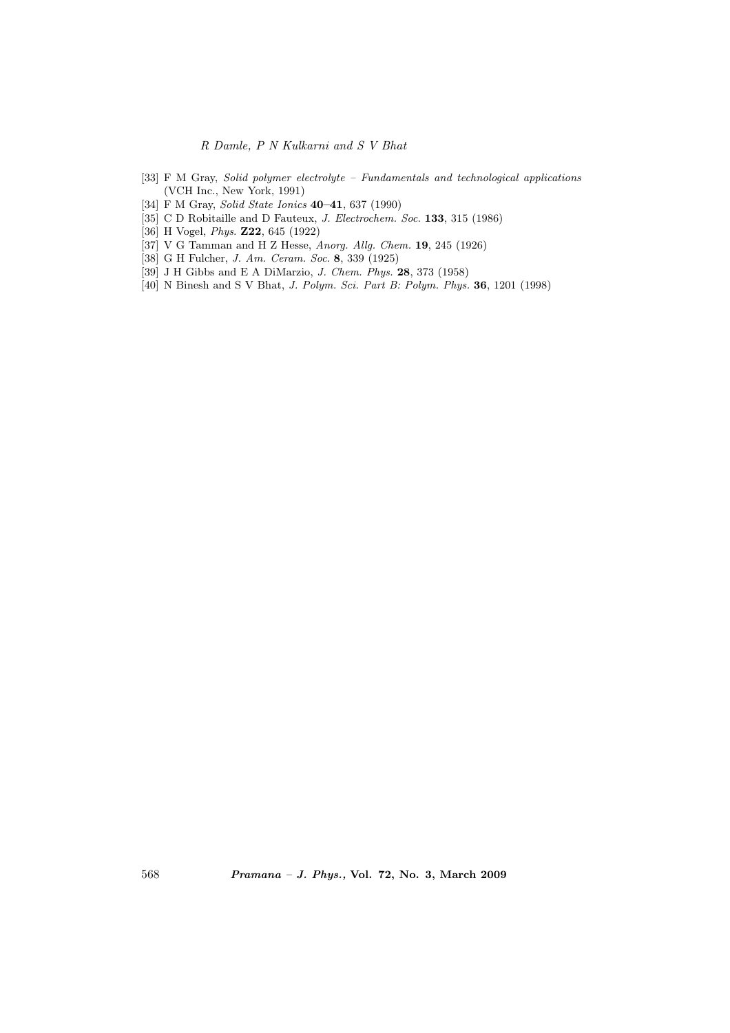[33] F M Gray, *Solid polymer electrolyte – Fundamentals and technological applications* (VCH Inc., New York, 1991)

[34] F M Gray, *Solid State Ionics* **40–41**, 637 (1990)

[35] C D Robitaille and D Fauteux, *J. Electrochem. Soc.* **133**, 315 (1986)

[36] H Vogel, *Phys.* **Z22**, 645 (1922)

[37] V G Tamman and H Z Hesse, *Anorg. Allg. Chem.* **19**, 245 (1926)

[38] G H Fulcher, *J. Am. Ceram. Soc.* **8**, 339 (1925)

[39] J H Gibbs and E A DiMarzio, *J. Chem. Phys.* **28**, 373 (1958)

[40] N Binesh and S V Bhat, *J. Polym. Sci. Part B: Polym. Phys.* **36**, 1201 (1998)